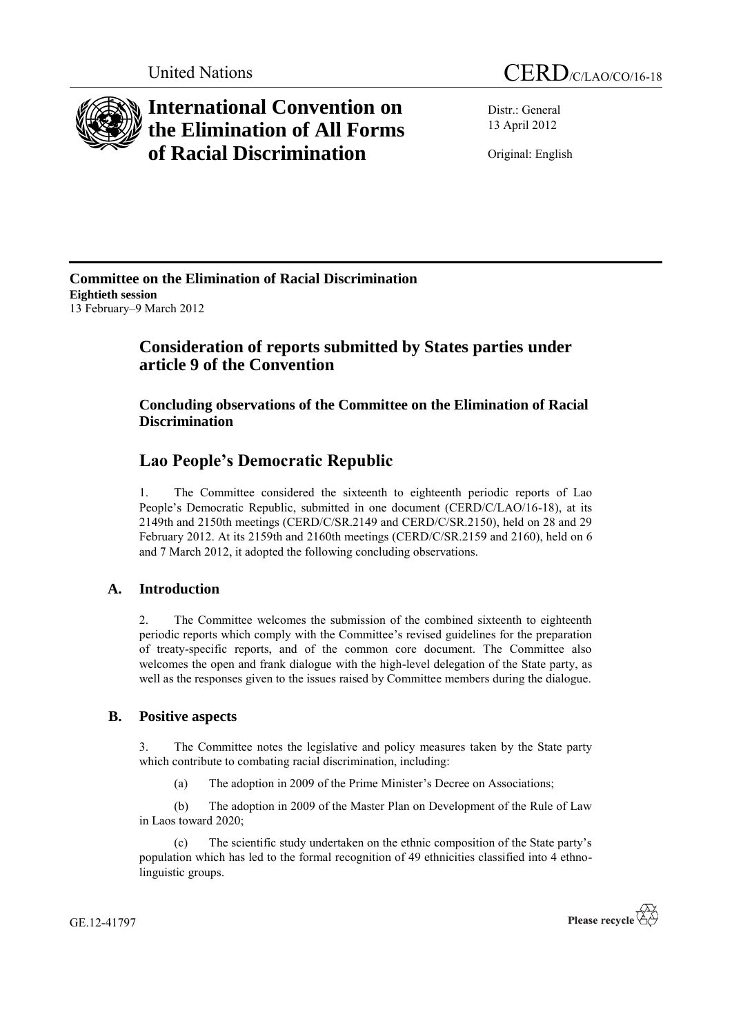United Nations CERD/C/LAO/CO/16-18

# International Convention on the Elimination of All Forms of Racial Discrimination

Distr.: General
13 April 2012

Original: English

**Committee on the Elimination of Racial Discrimination**
**Eightieth session**
13 February–9 March 2012

## Consideration of reports submitted by States parties under article 9 of the Convention

### Concluding observations of the Committee on the Elimination of Racial Discrimination

## Lao People's Democratic Republic

1. The Committee considered the sixteenth to eighteenth periodic reports of Lao People's Democratic Republic, submitted in one document (CERD/C/LAO/16-18), at its 2149th and 2150th meetings (CERD/C/SR.2149 and CERD/C/SR.2150), held on 28 and 29 February 2012. At its 2159th and 2160th meetings (CERD/C/SR.2159 and 2160), held on 6 and 7 March 2012, it adopted the following concluding observations.

### A. Introduction

2. The Committee welcomes the submission of the combined sixteenth to eighteenth periodic reports which comply with the Committee's revised guidelines for the preparation of treaty-specific reports, and of the common core document. The Committee also welcomes the open and frank dialogue with the high-level delegation of the State party, as well as the responses given to the issues raised by Committee members during the dialogue.

### B. Positive aspects

3. The Committee notes the legislative and policy measures taken by the State party which contribute to combating racial discrimination, including:

(a) The adoption in 2009 of the Prime Minister's Decree on Associations;

(b) The adoption in 2009 of the Master Plan on Development of the Rule of Law in Laos toward 2020;

(c) The scientific study undertaken on the ethnic composition of the State party's population which has led to the formal recognition of 49 ethnicities classified into 4 ethno-linguistic groups.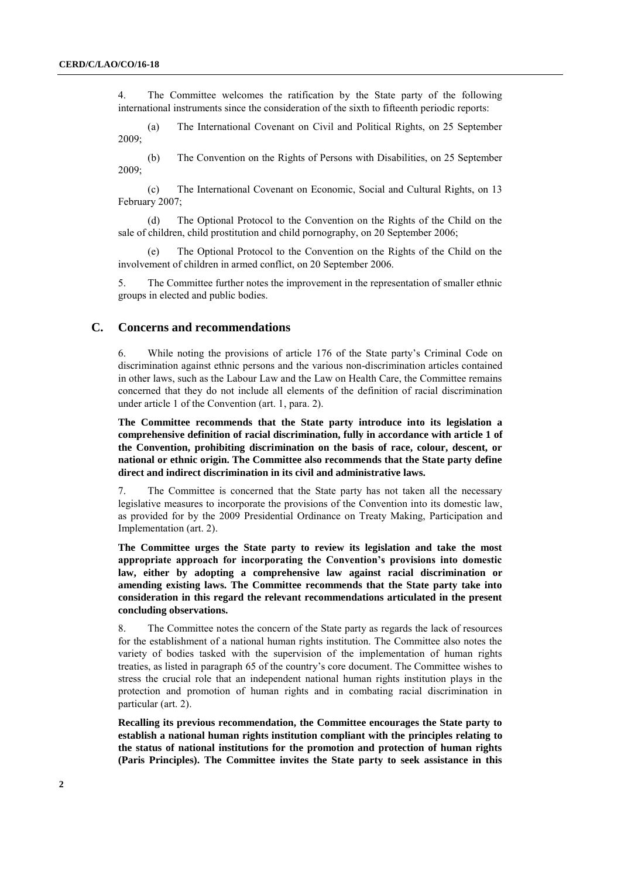4. The Committee welcomes the ratification by the State party of the following international instruments since the consideration of the sixth to fifteenth periodic reports:

(a) The International Covenant on Civil and Political Rights, on 25 September 2009;

(b) The Convention on the Rights of Persons with Disabilities, on 25 September 2009;

(c) The International Covenant on Economic, Social and Cultural Rights, on 13 February 2007;

(d) The Optional Protocol to the Convention on the Rights of the Child on the sale of children, child prostitution and child pornography, on 20 September 2006;

(e) The Optional Protocol to the Convention on the Rights of the Child on the involvement of children in armed conflict, on 20 September 2006.

5. The Committee further notes the improvement in the representation of smaller ethnic groups in elected and public bodies.

## C. Concerns and recommendations

6. While noting the provisions of article 176 of the State party's Criminal Code on discrimination against ethnic persons and the various non-discrimination articles contained in other laws, such as the Labour Law and the Law on Health Care, the Committee remains concerned that they do not include all elements of the definition of racial discrimination under article 1 of the Convention (art. 1, para. 2).

**The Committee recommends that the State party introduce into its legislation a comprehensive definition of racial discrimination, fully in accordance with article 1 of the Convention, prohibiting discrimination on the basis of race, colour, descent, or national or ethnic origin. The Committee also recommends that the State party define direct and indirect discrimination in its civil and administrative laws.**

7. The Committee is concerned that the State party has not taken all the necessary legislative measures to incorporate the provisions of the Convention into its domestic law, as provided for by the 2009 Presidential Ordinance on Treaty Making, Participation and Implementation (art. 2).

**The Committee urges the State party to review its legislation and take the most appropriate approach for incorporating the Convention's provisions into domestic law, either by adopting a comprehensive law against racial discrimination or amending existing laws. The Committee recommends that the State party take into consideration in this regard the relevant recommendations articulated in the present concluding observations.**

8. The Committee notes the concern of the State party as regards the lack of resources for the establishment of a national human rights institution. The Committee also notes the variety of bodies tasked with the supervision of the implementation of human rights treaties, as listed in paragraph 65 of the country's core document. The Committee wishes to stress the crucial role that an independent national human rights institution plays in the protection and promotion of human rights and in combating racial discrimination in particular (art. 2).

**Recalling its previous recommendation, the Committee encourages the State party to establish a national human rights institution compliant with the principles relating to the status of national institutions for the promotion and protection of human rights (Paris Principles). The Committee invites the State party to seek assistance in this**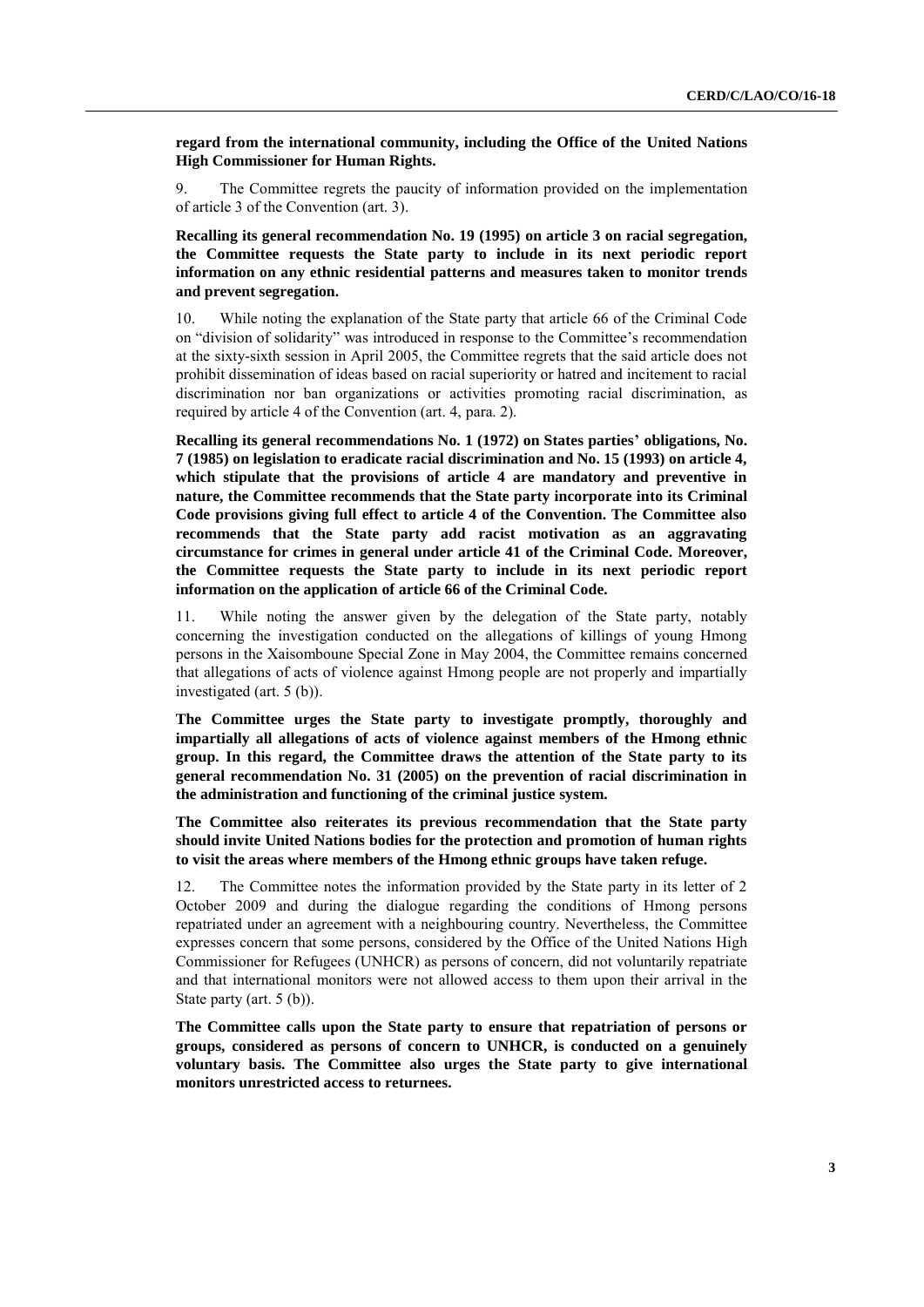**regard from the international community, including the Office of the United Nations High Commissioner for Human Rights.**

9. The Committee regrets the paucity of information provided on the implementation of article 3 of the Convention (art. 3).

**Recalling its general recommendation No. 19 (1995) on article 3 on racial segregation, the Committee requests the State party to include in its next periodic report information on any ethnic residential patterns and measures taken to monitor trends and prevent segregation.**

10. While noting the explanation of the State party that article 66 of the Criminal Code on "division of solidarity" was introduced in response to the Committee's recommendation at the sixty-sixth session in April 2005, the Committee regrets that the said article does not prohibit dissemination of ideas based on racial superiority or hatred and incitement to racial discrimination nor ban organizations or activities promoting racial discrimination, as required by article 4 of the Convention (art. 4, para. 2).

**Recalling its general recommendations No. 1 (1972) on States parties' obligations, No. 7 (1985) on legislation to eradicate racial discrimination and No. 15 (1993) on article 4, which stipulate that the provisions of article 4 are mandatory and preventive in nature, the Committee recommends that the State party incorporate into its Criminal Code provisions giving full effect to article 4 of the Convention. The Committee also recommends that the State party add racist motivation as an aggravating circumstance for crimes in general under article 41 of the Criminal Code. Moreover, the Committee requests the State party to include in its next periodic report information on the application of article 66 of the Criminal Code.**

11. While noting the answer given by the delegation of the State party, notably concerning the investigation conducted on the allegations of killings of young Hmong persons in the Xaisomboune Special Zone in May 2004, the Committee remains concerned that allegations of acts of violence against Hmong people are not properly and impartially investigated (art. 5 (b)).

**The Committee urges the State party to investigate promptly, thoroughly and impartially all allegations of acts of violence against members of the Hmong ethnic group. In this regard, the Committee draws the attention of the State party to its general recommendation No. 31 (2005) on the prevention of racial discrimination in the administration and functioning of the criminal justice system.**

**The Committee also reiterates its previous recommendation that the State party should invite United Nations bodies for the protection and promotion of human rights to visit the areas where members of the Hmong ethnic groups have taken refuge.**

12. The Committee notes the information provided by the State party in its letter of 2 October 2009 and during the dialogue regarding the conditions of Hmong persons repatriated under an agreement with a neighbouring country. Nevertheless, the Committee expresses concern that some persons, considered by the Office of the United Nations High Commissioner for Refugees (UNHCR) as persons of concern, did not voluntarily repatriate and that international monitors were not allowed access to them upon their arrival in the State party (art. 5 (b)).

**The Committee calls upon the State party to ensure that repatriation of persons or groups, considered as persons of concern to UNHCR, is conducted on a genuinely voluntary basis. The Committee also urges the State party to give international monitors unrestricted access to returnees.**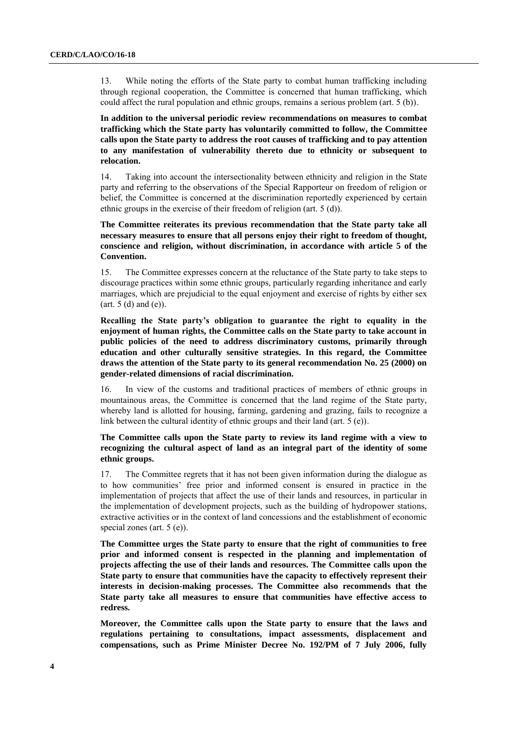13. While noting the efforts of the State party to combat human trafficking including through regional cooperation, the Committee is concerned that human trafficking, which could affect the rural population and ethnic groups, remains a serious problem (art. 5 (b)).

**In addition to the universal periodic review recommendations on measures to combat trafficking which the State party has voluntarily committed to follow, the Committee calls upon the State party to address the root causes of trafficking and to pay attention to any manifestation of vulnerability thereto due to ethnicity or subsequent to relocation.**

14. Taking into account the intersectionality between ethnicity and religion in the State party and referring to the observations of the Special Rapporteur on freedom of religion or belief, the Committee is concerned at the discrimination reportedly experienced by certain ethnic groups in the exercise of their freedom of religion (art. 5 (d)).

**The Committee reiterates its previous recommendation that the State party take all necessary measures to ensure that all persons enjoy their right to freedom of thought, conscience and religion, without discrimination, in accordance with article 5 of the Convention.**

15. The Committee expresses concern at the reluctance of the State party to take steps to discourage practices within some ethnic groups, particularly regarding inheritance and early marriages, which are prejudicial to the equal enjoyment and exercise of rights by either sex (art. 5 (d) and (e)).

**Recalling the State party's obligation to guarantee the right to equality in the enjoyment of human rights, the Committee calls on the State party to take account in public policies of the need to address discriminatory customs, primarily through education and other culturally sensitive strategies. In this regard, the Committee draws the attention of the State party to its general recommendation No. 25 (2000) on gender-related dimensions of racial discrimination.**

16. In view of the customs and traditional practices of members of ethnic groups in mountainous areas, the Committee is concerned that the land regime of the State party, whereby land is allotted for housing, farming, gardening and grazing, fails to recognize a link between the cultural identity of ethnic groups and their land (art. 5 (e)).

**The Committee calls upon the State party to review its land regime with a view to recognizing the cultural aspect of land as an integral part of the identity of some ethnic groups.**

17. The Committee regrets that it has not been given information during the dialogue as to how communities' free prior and informed consent is ensured in practice in the implementation of projects that affect the use of their lands and resources, in particular in the implementation of development projects, such as the building of hydropower stations, extractive activities or in the context of land concessions and the establishment of economic special zones (art. 5 (e)).

**The Committee urges the State party to ensure that the right of communities to free prior and informed consent is respected in the planning and implementation of projects affecting the use of their lands and resources. The Committee calls upon the State party to ensure that communities have the capacity to effectively represent their interests in decision-making processes. The Committee also recommends that the State party take all measures to ensure that communities have effective access to redress.**

**Moreover, the Committee calls upon the State party to ensure that the laws and regulations pertaining to consultations, impact assessments, displacement and compensations, such as Prime Minister Decree No. 192/PM of 7 July 2006, fully**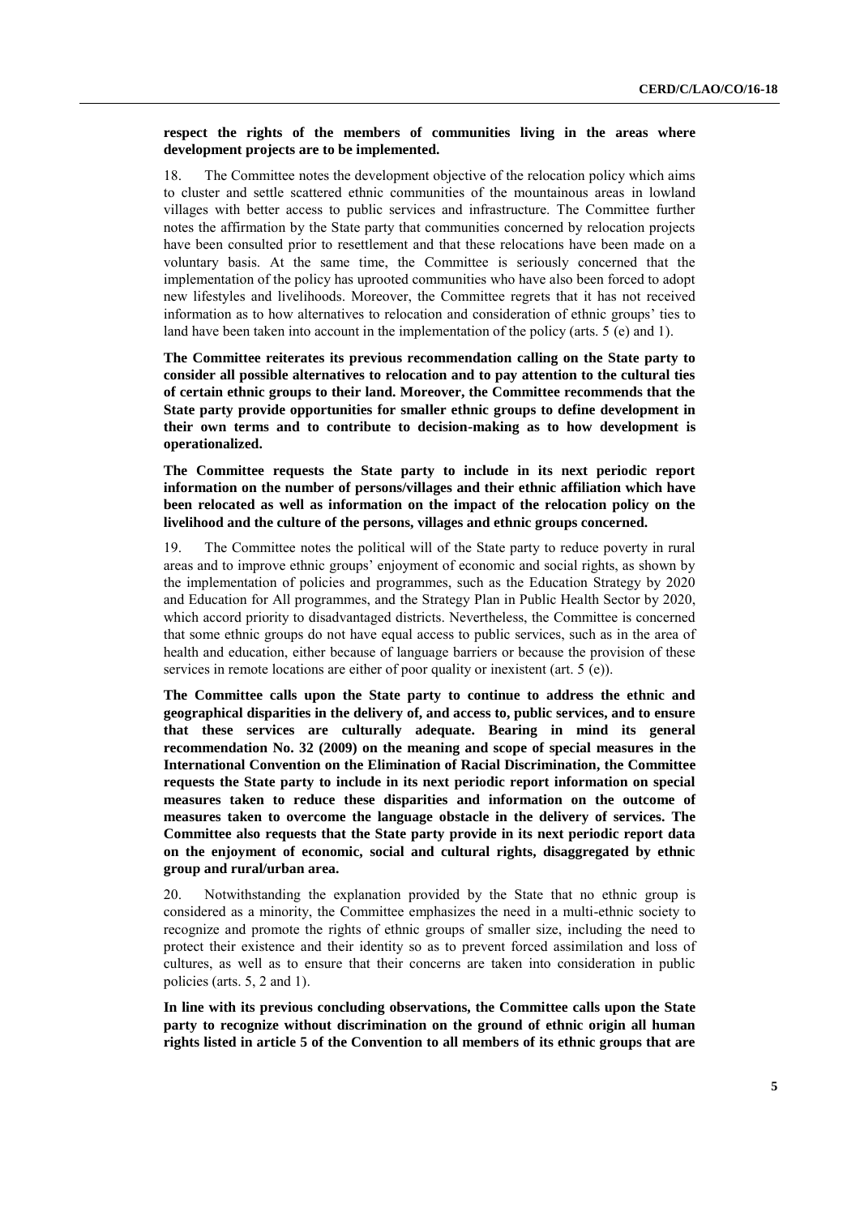**respect the rights of the members of communities living in the areas where development projects are to be implemented.**

18. The Committee notes the development objective of the relocation policy which aims to cluster and settle scattered ethnic communities of the mountainous areas in lowland villages with better access to public services and infrastructure. The Committee further notes the affirmation by the State party that communities concerned by relocation projects have been consulted prior to resettlement and that these relocations have been made on a voluntary basis. At the same time, the Committee is seriously concerned that the implementation of the policy has uprooted communities who have also been forced to adopt new lifestyles and livelihoods. Moreover, the Committee regrets that it has not received information as to how alternatives to relocation and consideration of ethnic groups' ties to land have been taken into account in the implementation of the policy (arts. 5 (e) and 1).

**The Committee reiterates its previous recommendation calling on the State party to consider all possible alternatives to relocation and to pay attention to the cultural ties of certain ethnic groups to their land. Moreover, the Committee recommends that the State party provide opportunities for smaller ethnic groups to define development in their own terms and to contribute to decision-making as to how development is operationalized.**

**The Committee requests the State party to include in its next periodic report information on the number of persons/villages and their ethnic affiliation which have been relocated as well as information on the impact of the relocation policy on the livelihood and the culture of the persons, villages and ethnic groups concerned.**

19. The Committee notes the political will of the State party to reduce poverty in rural areas and to improve ethnic groups' enjoyment of economic and social rights, as shown by the implementation of policies and programmes, such as the Education Strategy by 2020 and Education for All programmes, and the Strategy Plan in Public Health Sector by 2020, which accord priority to disadvantaged districts. Nevertheless, the Committee is concerned that some ethnic groups do not have equal access to public services, such as in the area of health and education, either because of language barriers or because the provision of these services in remote locations are either of poor quality or inexistent (art. 5 (e)).

**The Committee calls upon the State party to continue to address the ethnic and geographical disparities in the delivery of, and access to, public services, and to ensure that these services are culturally adequate. Bearing in mind its general recommendation No. 32 (2009) on the meaning and scope of special measures in the International Convention on the Elimination of Racial Discrimination, the Committee requests the State party to include in its next periodic report information on special measures taken to reduce these disparities and information on the outcome of measures taken to overcome the language obstacle in the delivery of services. The Committee also requests that the State party provide in its next periodic report data on the enjoyment of economic, social and cultural rights, disaggregated by ethnic group and rural/urban area.**

20. Notwithstanding the explanation provided by the State that no ethnic group is considered as a minority, the Committee emphasizes the need in a multi-ethnic society to recognize and promote the rights of ethnic groups of smaller size, including the need to protect their existence and their identity so as to prevent forced assimilation and loss of cultures, as well as to ensure that their concerns are taken into consideration in public policies (arts. 5, 2 and 1).

**In line with its previous concluding observations, the Committee calls upon the State party to recognize without discrimination on the ground of ethnic origin all human rights listed in article 5 of the Convention to all members of its ethnic groups that are**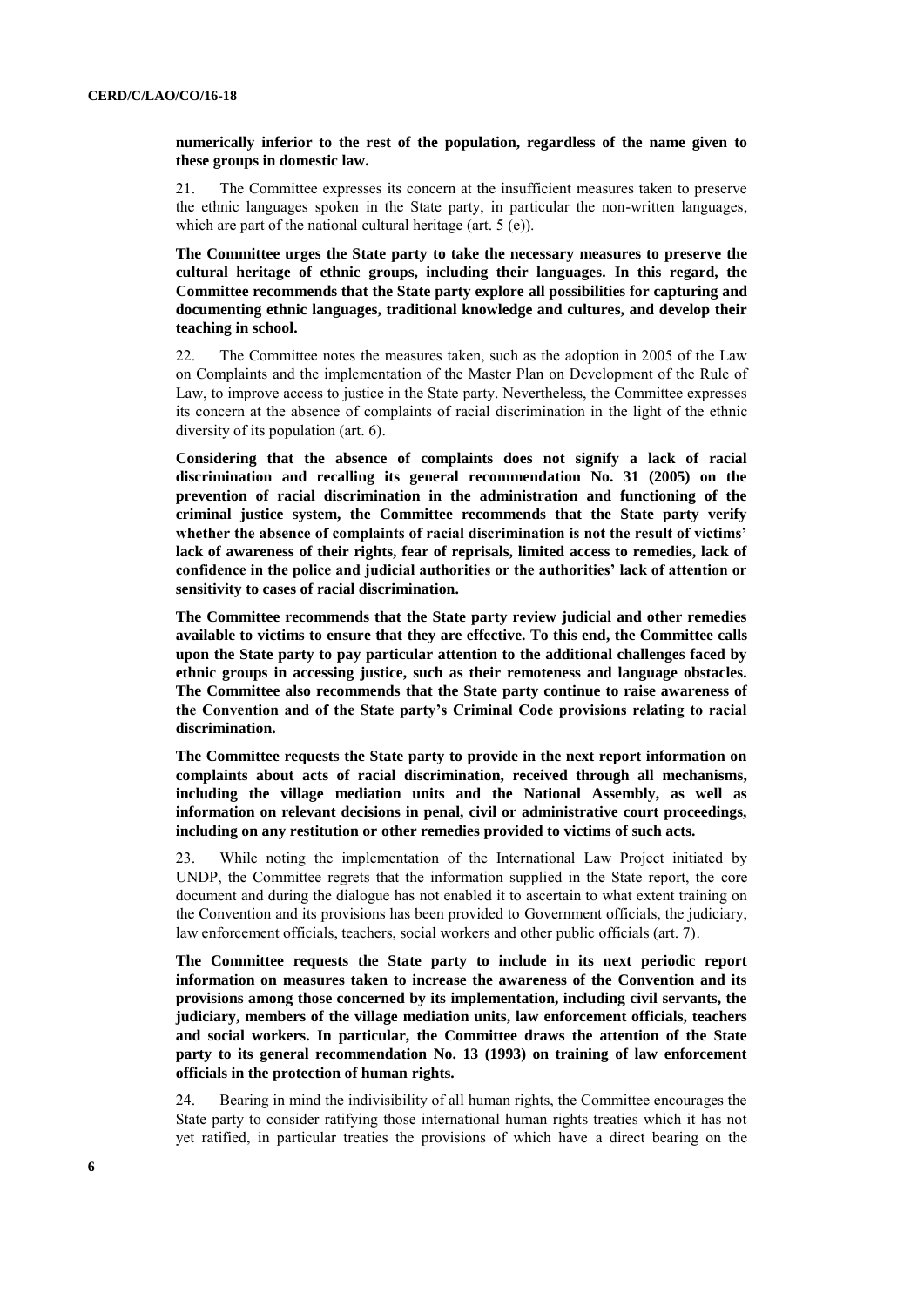**numerically inferior to the rest of the population, regardless of the name given to these groups in domestic law.**

21. The Committee expresses its concern at the insufficient measures taken to preserve the ethnic languages spoken in the State party, in particular the non-written languages, which are part of the national cultural heritage (art. 5 (e)).

**The Committee urges the State party to take the necessary measures to preserve the cultural heritage of ethnic groups, including their languages. In this regard, the Committee recommends that the State party explore all possibilities for capturing and documenting ethnic languages, traditional knowledge and cultures, and develop their teaching in school.**

22. The Committee notes the measures taken, such as the adoption in 2005 of the Law on Complaints and the implementation of the Master Plan on Development of the Rule of Law, to improve access to justice in the State party. Nevertheless, the Committee expresses its concern at the absence of complaints of racial discrimination in the light of the ethnic diversity of its population (art. 6).

**Considering that the absence of complaints does not signify a lack of racial discrimination and recalling its general recommendation No. 31 (2005) on the prevention of racial discrimination in the administration and functioning of the criminal justice system, the Committee recommends that the State party verify whether the absence of complaints of racial discrimination is not the result of victims' lack of awareness of their rights, fear of reprisals, limited access to remedies, lack of confidence in the police and judicial authorities or the authorities' lack of attention or sensitivity to cases of racial discrimination.**

**The Committee recommends that the State party review judicial and other remedies available to victims to ensure that they are effective. To this end, the Committee calls upon the State party to pay particular attention to the additional challenges faced by ethnic groups in accessing justice, such as their remoteness and language obstacles. The Committee also recommends that the State party continue to raise awareness of the Convention and of the State party's Criminal Code provisions relating to racial discrimination.**

**The Committee requests the State party to provide in the next report information on complaints about acts of racial discrimination, received through all mechanisms, including the village mediation units and the National Assembly, as well as information on relevant decisions in penal, civil or administrative court proceedings, including on any restitution or other remedies provided to victims of such acts.**

23. While noting the implementation of the International Law Project initiated by UNDP, the Committee regrets that the information supplied in the State report, the core document and during the dialogue has not enabled it to ascertain to what extent training on the Convention and its provisions has been provided to Government officials, the judiciary, law enforcement officials, teachers, social workers and other public officials (art. 7).

**The Committee requests the State party to include in its next periodic report information on measures taken to increase the awareness of the Convention and its provisions among those concerned by its implementation, including civil servants, the judiciary, members of the village mediation units, law enforcement officials, teachers and social workers. In particular, the Committee draws the attention of the State party to its general recommendation No. 13 (1993) on training of law enforcement officials in the protection of human rights.**

24. Bearing in mind the indivisibility of all human rights, the Committee encourages the State party to consider ratifying those international human rights treaties which it has not yet ratified, in particular treaties the provisions of which have a direct bearing on the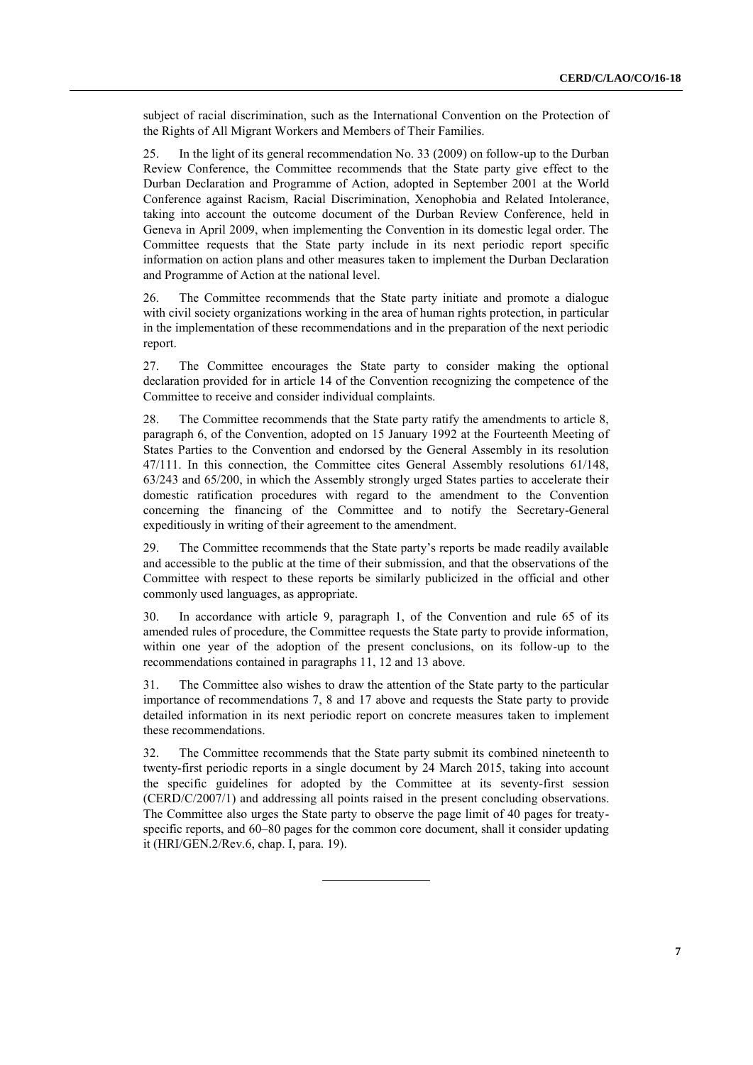subject of racial discrimination, such as the International Convention on the Protection of the Rights of All Migrant Workers and Members of Their Families.

25. In the light of its general recommendation No. 33 (2009) on follow-up to the Durban Review Conference, the Committee recommends that the State party give effect to the Durban Declaration and Programme of Action, adopted in September 2001 at the World Conference against Racism, Racial Discrimination, Xenophobia and Related Intolerance, taking into account the outcome document of the Durban Review Conference, held in Geneva in April 2009, when implementing the Convention in its domestic legal order. The Committee requests that the State party include in its next periodic report specific information on action plans and other measures taken to implement the Durban Declaration and Programme of Action at the national level.

26. The Committee recommends that the State party initiate and promote a dialogue with civil society organizations working in the area of human rights protection, in particular in the implementation of these recommendations and in the preparation of the next periodic report.

27. The Committee encourages the State party to consider making the optional declaration provided for in article 14 of the Convention recognizing the competence of the Committee to receive and consider individual complaints.

28. The Committee recommends that the State party ratify the amendments to article 8, paragraph 6, of the Convention, adopted on 15 January 1992 at the Fourteenth Meeting of States Parties to the Convention and endorsed by the General Assembly in its resolution 47/111. In this connection, the Committee cites General Assembly resolutions 61/148, 63/243 and 65/200, in which the Assembly strongly urged States parties to accelerate their domestic ratification procedures with regard to the amendment to the Convention concerning the financing of the Committee and to notify the Secretary-General expeditiously in writing of their agreement to the amendment.

29. The Committee recommends that the State party's reports be made readily available and accessible to the public at the time of their submission, and that the observations of the Committee with respect to these reports be similarly publicized in the official and other commonly used languages, as appropriate.

30. In accordance with article 9, paragraph 1, of the Convention and rule 65 of its amended rules of procedure, the Committee requests the State party to provide information, within one year of the adoption of the present conclusions, on its follow-up to the recommendations contained in paragraphs 11, 12 and 13 above.

31. The Committee also wishes to draw the attention of the State party to the particular importance of recommendations 7, 8 and 17 above and requests the State party to provide detailed information in its next periodic report on concrete measures taken to implement these recommendations.

32. The Committee recommends that the State party submit its combined nineteenth to twenty-first periodic reports in a single document by 24 March 2015, taking into account the specific guidelines for adopted by the Committee at its seventy-first session (CERD/C/2007/1) and addressing all points raised in the present concluding observations. The Committee also urges the State party to observe the page limit of 40 pages for treaty-specific reports, and 60–80 pages for the common core document, shall it consider updating it (HRI/GEN.2/Rev.6, chap. I, para. 19).